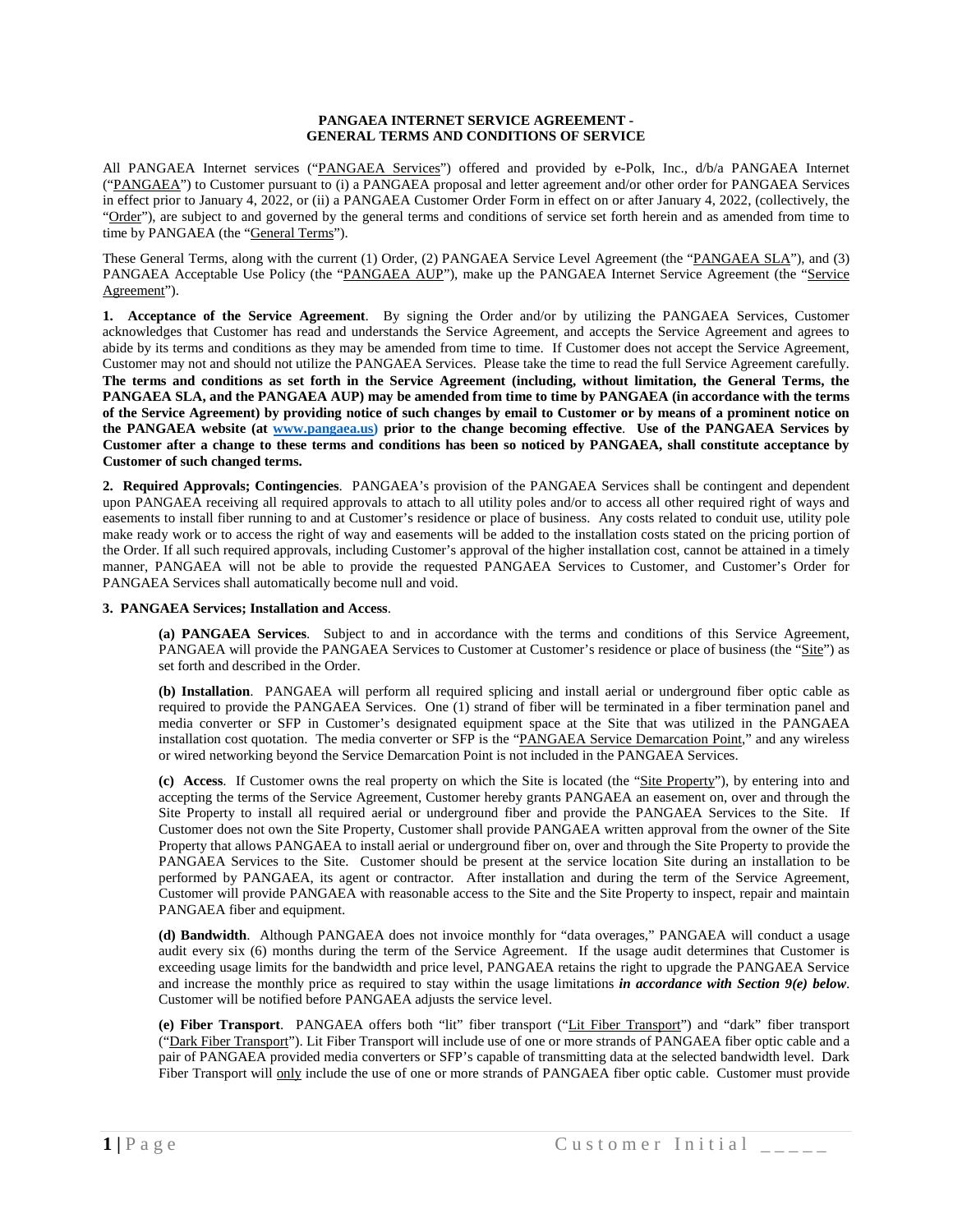**PANGAEA INTERNET SERVICE AGREEMENT - GENERAL TERMS AND CONDITIONS OF SERVICE**

All PANGAEA Internet services ("PANGAEA Services") offered and provided by e-Polk, Inc., d/b/a PANGAEA Internet ("PANGAEA") to Customer pursuant to (i) a PANGAEA proposal and letter agreement and/or other order for PANGAEA Services in effect prior to January 4, 2022, or (ii) a PANGAEA Customer Order Form in effect on or after January 4, 2022, (collectively, the "Order"), are subject to and governed by the general terms and conditions of service set forth herein and as amended from time to time by PANGAEA (the "General Terms").

These General Terms, along with the current (1) Order, (2) PANGAEA Service Level Agreement (the "PANGAEA SLA"), and (3) PANGAEA Acceptable Use Policy (the "PANGAEA AUP"), make up the PANGAEA Internet Service Agreement (the "Service Agreement").

**1. Acceptance of the Service Agreement**. By signing the Order and/or by utilizing the PANGAEA Services, Customer acknowledges that Customer has read and understands the Service Agreement, and accepts the Service Agreement and agrees to abide by its terms and conditions as they may be amended from time to time. If Customer does not accept the Service Agreement, Customer may not and should not utilize the PANGAEA Services. Please take the time to read the full Service Agreement carefully. **The terms and conditions as set forth in the Service Agreement (including, without limitation, the General Terms, the PANGAEA SLA, and the PANGAEA AUP) may be amended from time to time by PANGAEA (in accordance with the terms of the Service Agreement) by providing notice of such changes by email to Customer or by means of a prominent notice on the PANGAEA website (at www.pangaea.us) prior to the change becoming effective**. **Use of the PANGAEA Services by Customer after a change to these terms and conditions has been so noticed by PANGAEA, shall constitute acceptance by Customer of such changed terms.**

**2. Required Approvals; Contingencies**. PANGAEA's provision of the PANGAEA Services shall be contingent and dependent upon PANGAEA receiving all required approvals to attach to all utility poles and/or to access all other required right of ways and easements to install fiber running to and at Customer's residence or place of business. Any costs related to conduit use, utility pole make ready work or to access the right of way and easements will be added to the installation costs stated on the pricing portion of the Order. If all such required approvals, including Customer's approval of the higher installation cost, cannot be attained in a timely manner, PANGAEA will not be able to provide the requested PANGAEA Services to Customer, and Customer's Order for PANGAEA Services shall automatically become null and void.

**3. PANGAEA Services; Installation and Access**.

**(a) PANGAEA Services**. Subject to and in accordance with the terms and conditions of this Service Agreement, PANGAEA will provide the PANGAEA Services to Customer at Customer's residence or place of business (the "Site") as set forth and described in the Order.

**(b) Installation**. PANGAEA will perform all required splicing and install aerial or underground fiber optic cable as required to provide the PANGAEA Services. One (1) strand of fiber will be terminated in a fiber termination panel and media converter or SFP in Customer's designated equipment space at the Site that was utilized in the PANGAEA installation cost quotation. The media converter or SFP is the "PANGAEA Service Demarcation Point," and any wireless or wired networking beyond the Service Demarcation Point is not included in the PANGAEA Services.

**(c) Access**. If Customer owns the real property on which the Site is located (the "Site Property"), by entering into and accepting the terms of the Service Agreement, Customer hereby grants PANGAEA an easement on, over and through the Site Property to install all required aerial or underground fiber and provide the PANGAEA Services to the Site. If Customer does not own the Site Property, Customer shall provide PANGAEA written approval from the owner of the Site Property that allows PANGAEA to install aerial or underground fiber on, over and through the Site Property to provide the PANGAEA Services to the Site. Customer should be present at the service location Site during an installation to be performed by PANGAEA, its agent or contractor. After installation and during the term of the Service Agreement, Customer will provide PANGAEA with reasonable access to the Site and the Site Property to inspect, repair and maintain PANGAEA fiber and equipment.

**(d) Bandwidth**. Although PANGAEA does not invoice monthly for "data overages," PANGAEA will conduct a usage audit every six (6) months during the term of the Service Agreement. If the usage audit determines that Customer is exceeding usage limits for the bandwidth and price level, PANGAEA retains the right to upgrade the PANGAEA Service and increase the monthly price as required to stay within the usage limitations ***in accordance with Section 9(e) below***. Customer will be notified before PANGAEA adjusts the service level.

**(e) Fiber Transport**. PANGAEA offers both "lit" fiber transport ("Lit Fiber Transport") and "dark" fiber transport ("Dark Fiber Transport"). Lit Fiber Transport will include use of one or more strands of PANGAEA fiber optic cable and a pair of PANGAEA provided media converters or SFP's capable of transmitting data at the selected bandwidth level. Dark Fiber Transport will only include the use of one or more strands of PANGAEA fiber optic cable. Customer must provide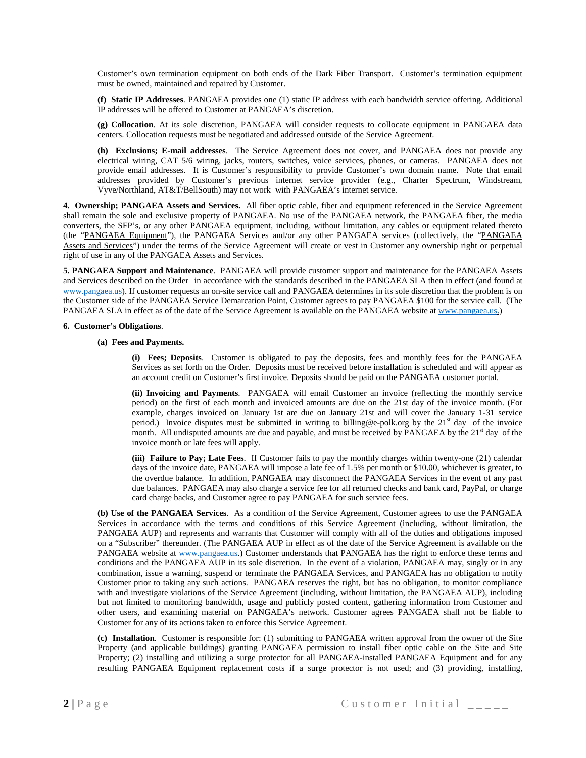Customer's own termination equipment on both ends of the Dark Fiber Transport. Customer's termination equipment must be owned, maintained and repaired by Customer.

**(f) Static IP Addresses**. PANGAEA provides one (1) static IP address with each bandwidth service offering. Additional IP addresses will be offered to Customer at PANGAEA's discretion.

**(g) Collocation**. At its sole discretion, PANGAEA will consider requests to collocate equipment in PANGAEA data centers. Collocation requests must be negotiated and addressed outside of the Service Agreement.

**(h) Exclusions; E-mail addresses**. The Service Agreement does not cover, and PANGAEA does not provide any electrical wiring, CAT 5/6 wiring, jacks, routers, switches, voice services, phones, or cameras. PANGAEA does not provide email addresses. It is Customer's responsibility to provide Customer's own domain name. Note that email addresses provided by Customer's previous internet service provider (e.g., Charter Spectrum, Windstream, Vyve/Northland, AT&T/BellSouth) may not work with PANGAEA's internet service.

**4. Ownership; PANGAEA Assets and Services.** All fiber optic cable, fiber and equipment referenced in the Service Agreement shall remain the sole and exclusive property of PANGAEA. No use of the PANGAEA network, the PANGAEA fiber, the media converters, the SFP's, or any other PANGAEA equipment, including, without limitation, any cables or equipment related thereto (the "PANGAEA Equipment"), the PANGAEA Services and/or any other PANGAEA services (collectively, the "PANGAEA Assets and Services") under the terms of the Service Agreement will create or vest in Customer any ownership right or perpetual right of use in any of the PANGAEA Assets and Services.

**5. PANGAEA Support and Maintenance**. PANGAEA will provide customer support and maintenance for the PANGAEA Assets and Services described on the Order in accordance with the standards described in the PANGAEA SLA then in effect (and found at www.pangaea.us). If customer requests an on-site service call and PANGAEA determines in its sole discretion that the problem is on the Customer side of the PANGAEA Service Demarcation Point, Customer agrees to pay PANGAEA $100 for the service call. (The PANGAEA SLA in effect as of the date of the Service Agreement is available on the PANGAEA website at www.pangaea.us.)

**6. Customer's Obligations**.

**(a) Fees and Payments.**

**(i) Fees; Deposits**. Customer is obligated to pay the deposits, fees and monthly fees for the PANGAEA Services as set forth on the Order. Deposits must be received before installation is scheduled and will appear as an account credit on Customer's first invoice. Deposits should be paid on the PANGAEA customer portal.

**(ii) Invoicing and Payments**. PANGAEA will email Customer an invoice (reflecting the monthly service period) on the first of each month and invoiced amounts are due on the 21st day of the invoice month. (For example, charges invoiced on January 1st are due on January 21st and will cover the January 1-31 service period.) Invoice disputes must be submitted in writing to billing@e-polk.org by the 21st day of the invoice month. All undisputed amounts are due and payable, and must be received by PANGAEA by the 21st day of the invoice month or late fees will apply.

**(iii) Failure to Pay; Late Fees**. If Customer fails to pay the monthly charges within twenty-one (21) calendar days of the invoice date, PANGAEA will impose a late fee of 1.5% per month or $10.00, whichever is greater, to the overdue balance. In addition, PANGAEA may disconnect the PANGAEA Services in the event of any past due balances. PANGAEA may also charge a service fee for all returned checks and bank card, PayPal, or charge card charge backs, and Customer agree to pay PANGAEA for such service fees.

**(b) Use of the PANGAEA Services**. As a condition of the Service Agreement, Customer agrees to use the PANGAEA Services in accordance with the terms and conditions of this Service Agreement (including, without limitation, the PANGAEA AUP) and represents and warrants that Customer will comply with all of the duties and obligations imposed on a "Subscriber" thereunder. (The PANGAEA AUP in effect as of the date of the Service Agreement is available on the PANGAEA website at www.pangaea.us.) Customer understands that PANGAEA has the right to enforce these terms and conditions and the PANGAEA AUP in its sole discretion. In the event of a violation, PANGAEA may, singly or in any combination, issue a warning, suspend or terminate the PANGAEA Services, and PANGAEA has no obligation to notify Customer prior to taking any such actions. PANGAEA reserves the right, but has no obligation, to monitor compliance with and investigate violations of the Service Agreement (including, without limitation, the PANGAEA AUP), including but not limited to monitoring bandwidth, usage and publicly posted content, gathering information from Customer and other users, and examining material on PANGAEA's network. Customer agrees PANGAEA shall not be liable to Customer for any of its actions taken to enforce this Service Agreement.

**(c) Installation**. Customer is responsible for: (1) submitting to PANGAEA written approval from the owner of the Site Property (and applicable buildings) granting PANGAEA permission to install fiber optic cable on the Site and Site Property; (2) installing and utilizing a surge protector for all PANGAEA-installed PANGAEA Equipment and for any resulting PANGAEA Equipment replacement costs if a surge protector is not used; and (3) providing, installing,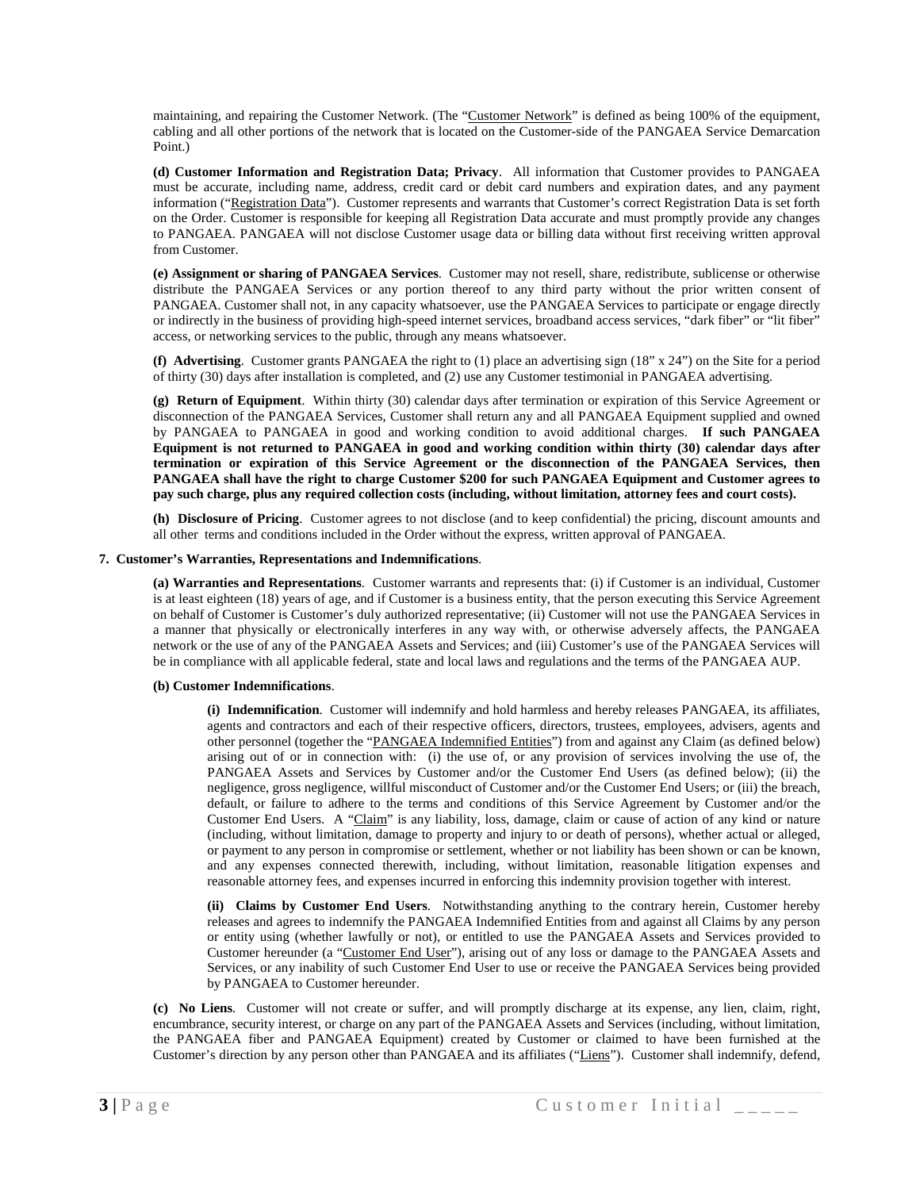maintaining, and repairing the Customer Network. (The "Customer Network" is defined as being 100% of the equipment, cabling and all other portions of the network that is located on the Customer-side of the PANGAEA Service Demarcation Point.)

**(d) Customer Information and Registration Data; Privacy**. All information that Customer provides to PANGAEA must be accurate, including name, address, credit card or debit card numbers and expiration dates, and any payment information ("Registration Data"). Customer represents and warrants that Customer's correct Registration Data is set forth on the Order. Customer is responsible for keeping all Registration Data accurate and must promptly provide any changes to PANGAEA. PANGAEA will not disclose Customer usage data or billing data without first receiving written approval from Customer.

**(e) Assignment or sharing of PANGAEA Services**. Customer may not resell, share, redistribute, sublicense or otherwise distribute the PANGAEA Services or any portion thereof to any third party without the prior written consent of PANGAEA. Customer shall not, in any capacity whatsoever, use the PANGAEA Services to participate or engage directly or indirectly in the business of providing high-speed internet services, broadband access services, "dark fiber" or "lit fiber" access, or networking services to the public, through any means whatsoever.

**(f) Advertising**. Customer grants PANGAEA the right to (1) place an advertising sign (18" x 24") on the Site for a period of thirty (30) days after installation is completed, and (2) use any Customer testimonial in PANGAEA advertising.

**(g) Return of Equipment**. Within thirty (30) calendar days after termination or expiration of this Service Agreement or disconnection of the PANGAEA Services, Customer shall return any and all PANGAEA Equipment supplied and owned by PANGAEA to PANGAEA in good and working condition to avoid additional charges. **If such PANGAEA Equipment is not returned to PANGAEA in good and working condition within thirty (30) calendar days after termination or expiration of this Service Agreement or the disconnection of the PANGAEA Services, then PANGAEA shall have the right to charge Customer $200 for such PANGAEA Equipment and Customer agrees to pay such charge, plus any required collection costs (including, without limitation, attorney fees and court costs).**

**(h) Disclosure of Pricing**. Customer agrees to not disclose (and to keep confidential) the pricing, discount amounts and all other terms and conditions included in the Order without the express, written approval of PANGAEA.

**7. Customer's Warranties, Representations and Indemnifications**.

**(a) Warranties and Representations**. Customer warrants and represents that: (i) if Customer is an individual, Customer is at least eighteen (18) years of age, and if Customer is a business entity, that the person executing this Service Agreement on behalf of Customer is Customer's duly authorized representative; (ii) Customer will not use the PANGAEA Services in a manner that physically or electronically interferes in any way with, or otherwise adversely affects, the PANGAEA network or the use of any of the PANGAEA Assets and Services; and (iii) Customer's use of the PANGAEA Services will be in compliance with all applicable federal, state and local laws and regulations and the terms of the PANGAEA AUP.

**(b) Customer Indemnifications**.

**(i) Indemnification**. Customer will indemnify and hold harmless and hereby releases PANGAEA, its affiliates, agents and contractors and each of their respective officers, directors, trustees, employees, advisers, agents and other personnel (together the "PANGAEA Indemnified Entities") from and against any Claim (as defined below) arising out of or in connection with: (i) the use of, or any provision of services involving the use of, the PANGAEA Assets and Services by Customer and/or the Customer End Users (as defined below); (ii) the negligence, gross negligence, willful misconduct of Customer and/or the Customer End Users; or (iii) the breach, default, or failure to adhere to the terms and conditions of this Service Agreement by Customer and/or the Customer End Users. A "Claim" is any liability, loss, damage, claim or cause of action of any kind or nature (including, without limitation, damage to property and injury to or death of persons), whether actual or alleged, or payment to any person in compromise or settlement, whether or not liability has been shown or can be known, and any expenses connected therewith, including, without limitation, reasonable litigation expenses and reasonable attorney fees, and expenses incurred in enforcing this indemnity provision together with interest.

**(ii) Claims by Customer End Users**. Notwithstanding anything to the contrary herein, Customer hereby releases and agrees to indemnify the PANGAEA Indemnified Entities from and against all Claims by any person or entity using (whether lawfully or not), or entitled to use the PANGAEA Assets and Services provided to Customer hereunder (a "Customer End User"), arising out of any loss or damage to the PANGAEA Assets and Services, or any inability of such Customer End User to use or receive the PANGAEA Services being provided by PANGAEA to Customer hereunder.

**(c) No Liens**. Customer will not create or suffer, and will promptly discharge at its expense, any lien, claim, right, encumbrance, security interest, or charge on any part of the PANGAEA Assets and Services (including, without limitation, the PANGAEA fiber and PANGAEA Equipment) created by Customer or claimed to have been furnished at the Customer's direction by any person other than PANGAEA and its affiliates ("Liens"). Customer shall indemnify, defend,

Customer Initial _____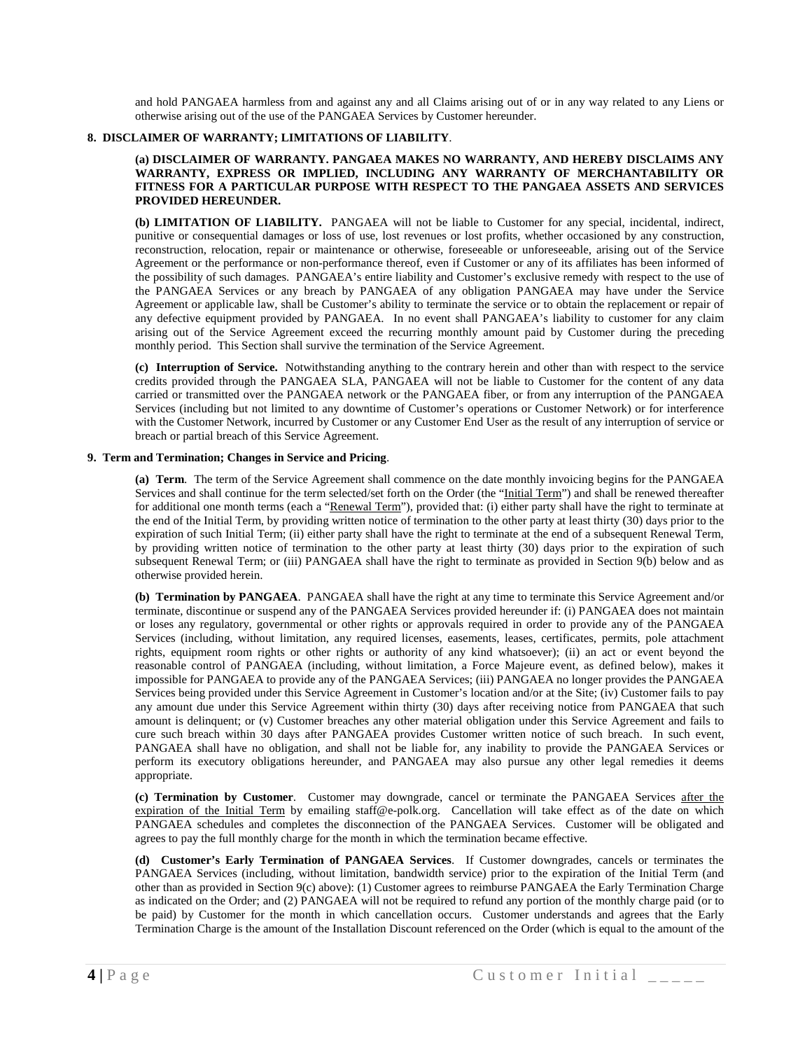and hold PANGAEA harmless from and against any and all Claims arising out of or in any way related to any Liens or otherwise arising out of the use of the PANGAEA Services by Customer hereunder.

**8. DISCLAIMER OF WARRANTY; LIMITATIONS OF LIABILITY**.

**(a) DISCLAIMER OF WARRANTY. PANGAEA MAKES NO WARRANTY, AND HEREBY DISCLAIMS ANY WARRANTY, EXPRESS OR IMPLIED, INCLUDING ANY WARRANTY OF MERCHANTABILITY OR FITNESS FOR A PARTICULAR PURPOSE WITH RESPECT TO THE PANGAEA ASSETS AND SERVICES PROVIDED HEREUNDER.**

**(b) LIMITATION OF LIABILITY.** PANGAEA will not be liable to Customer for any special, incidental, indirect, punitive or consequential damages or loss of use, lost revenues or lost profits, whether occasioned by any construction, reconstruction, relocation, repair or maintenance or otherwise, foreseeable or unforeseeable, arising out of the Service Agreement or the performance or non-performance thereof, even if Customer or any of its affiliates has been informed of the possibility of such damages. PANGAEA's entire liability and Customer's exclusive remedy with respect to the use of the PANGAEA Services or any breach by PANGAEA of any obligation PANGAEA may have under the Service Agreement or applicable law, shall be Customer's ability to terminate the service or to obtain the replacement or repair of any defective equipment provided by PANGAEA. In no event shall PANGAEA's liability to customer for any claim arising out of the Service Agreement exceed the recurring monthly amount paid by Customer during the preceding monthly period. This Section shall survive the termination of the Service Agreement.

**(c) Interruption of Service.** Notwithstanding anything to the contrary herein and other than with respect to the service credits provided through the PANGAEA SLA, PANGAEA will not be liable to Customer for the content of any data carried or transmitted over the PANGAEA network or the PANGAEA fiber, or from any interruption of the PANGAEA Services (including but not limited to any downtime of Customer's operations or Customer Network) or for interference with the Customer Network, incurred by Customer or any Customer End User as the result of any interruption of service or breach or partial breach of this Service Agreement.

**9. Term and Termination; Changes in Service and Pricing**.

**(a) Term**. The term of the Service Agreement shall commence on the date monthly invoicing begins for the PANGAEA Services and shall continue for the term selected/set forth on the Order (the "Initial Term") and shall be renewed thereafter for additional one month terms (each a "Renewal Term"), provided that: (i) either party shall have the right to terminate at the end of the Initial Term, by providing written notice of termination to the other party at least thirty (30) days prior to the expiration of such Initial Term; (ii) either party shall have the right to terminate at the end of a subsequent Renewal Term, by providing written notice of termination to the other party at least thirty (30) days prior to the expiration of such subsequent Renewal Term; or (iii) PANGAEA shall have the right to terminate as provided in Section 9(b) below and as otherwise provided herein.

**(b) Termination by PANGAEA**. PANGAEA shall have the right at any time to terminate this Service Agreement and/or terminate, discontinue or suspend any of the PANGAEA Services provided hereunder if: (i) PANGAEA does not maintain or loses any regulatory, governmental or other rights or approvals required in order to provide any of the PANGAEA Services (including, without limitation, any required licenses, easements, leases, certificates, permits, pole attachment rights, equipment room rights or other rights or authority of any kind whatsoever); (ii) an act or event beyond the reasonable control of PANGAEA (including, without limitation, a Force Majeure event, as defined below), makes it impossible for PANGAEA to provide any of the PANGAEA Services; (iii) PANGAEA no longer provides the PANGAEA Services being provided under this Service Agreement in Customer's location and/or at the Site; (iv) Customer fails to pay any amount due under this Service Agreement within thirty (30) days after receiving notice from PANGAEA that such amount is delinquent; or (v) Customer breaches any other material obligation under this Service Agreement and fails to cure such breach within 30 days after PANGAEA provides Customer written notice of such breach. In such event, PANGAEA shall have no obligation, and shall not be liable for, any inability to provide the PANGAEA Services or perform its executory obligations hereunder, and PANGAEA may also pursue any other legal remedies it deems appropriate.

**(c) Termination by Customer**. Customer may downgrade, cancel or terminate the PANGAEA Services after the expiration of the Initial Term by emailing staff@e-polk.org. Cancellation will take effect as of the date on which PANGAEA schedules and completes the disconnection of the PANGAEA Services. Customer will be obligated and agrees to pay the full monthly charge for the month in which the termination became effective.

**(d) Customer's Early Termination of PANGAEA Services**. If Customer downgrades, cancels or terminates the PANGAEA Services (including, without limitation, bandwidth service) prior to the expiration of the Initial Term (and other than as provided in Section 9(c) above): (1) Customer agrees to reimburse PANGAEA the Early Termination Charge as indicated on the Order; and (2) PANGAEA will not be required to refund any portion of the monthly charge paid (or to be paid) by Customer for the month in which cancellation occurs. Customer understands and agrees that the Early Termination Charge is the amount of the Installation Discount referenced on the Order (which is equal to the amount of the

Customer Initial _____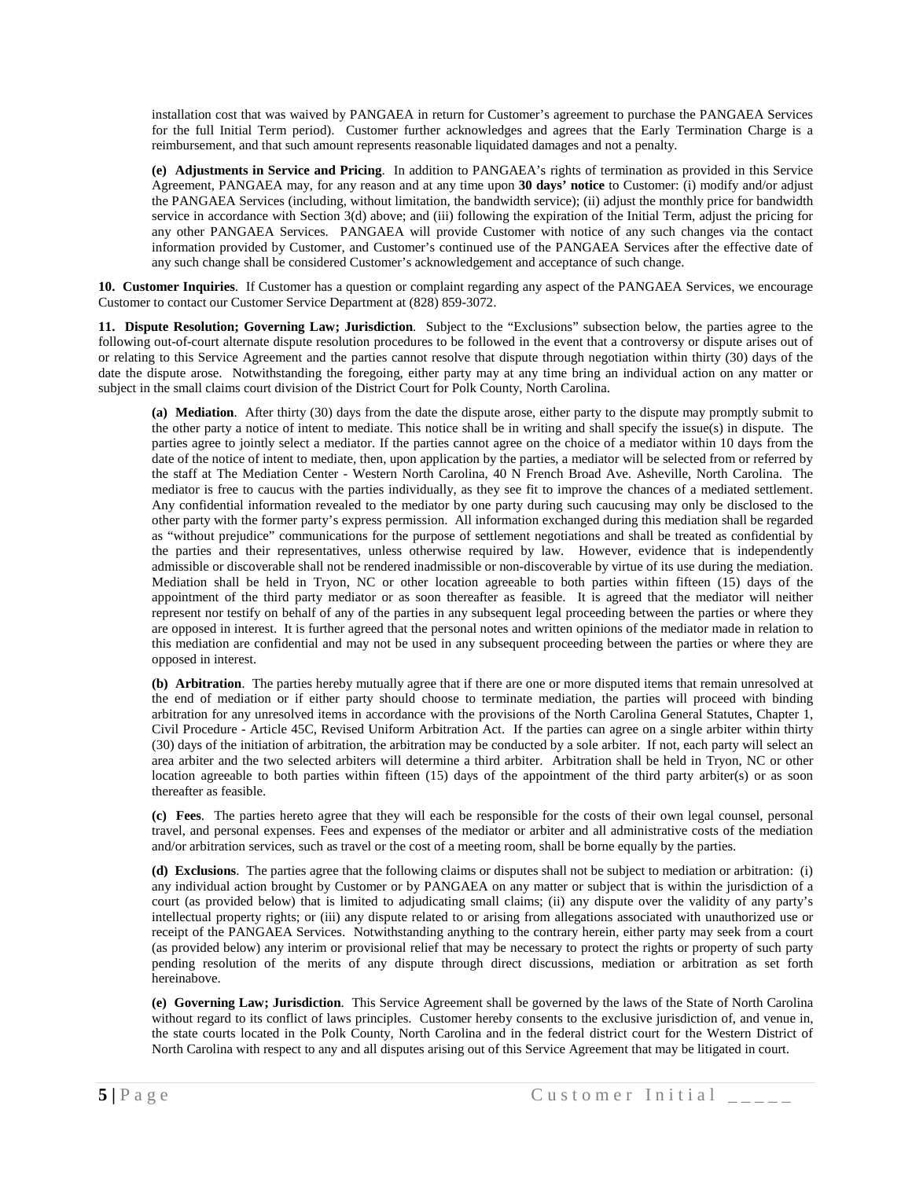installation cost that was waived by PANGAEA in return for Customer's agreement to purchase the PANGAEA Services for the full Initial Term period). Customer further acknowledges and agrees that the Early Termination Charge is a reimbursement, and that such amount represents reasonable liquidated damages and not a penalty.

**(e) Adjustments in Service and Pricing**. In addition to PANGAEA's rights of termination as provided in this Service Agreement, PANGAEA may, for any reason and at any time upon **30 days' notice** to Customer: (i) modify and/or adjust the PANGAEA Services (including, without limitation, the bandwidth service); (ii) adjust the monthly price for bandwidth service in accordance with Section 3(d) above; and (iii) following the expiration of the Initial Term, adjust the pricing for any other PANGAEA Services. PANGAEA will provide Customer with notice of any such changes via the contact information provided by Customer, and Customer's continued use of the PANGAEA Services after the effective date of any such change shall be considered Customer's acknowledgement and acceptance of such change.

**10. Customer Inquiries**. If Customer has a question or complaint regarding any aspect of the PANGAEA Services, we encourage Customer to contact our Customer Service Department at (828) 859-3072.

**11. Dispute Resolution; Governing Law; Jurisdiction**. Subject to the "Exclusions" subsection below, the parties agree to the following out-of-court alternate dispute resolution procedures to be followed in the event that a controversy or dispute arises out of or relating to this Service Agreement and the parties cannot resolve that dispute through negotiation within thirty (30) days of the date the dispute arose. Notwithstanding the foregoing, either party may at any time bring an individual action on any matter or subject in the small claims court division of the District Court for Polk County, North Carolina.

**(a) Mediation**. After thirty (30) days from the date the dispute arose, either party to the dispute may promptly submit to the other party a notice of intent to mediate. This notice shall be in writing and shall specify the issue(s) in dispute. The parties agree to jointly select a mediator. If the parties cannot agree on the choice of a mediator within 10 days from the date of the notice of intent to mediate, then, upon application by the parties, a mediator will be selected from or referred by the staff at The Mediation Center - Western North Carolina, 40 N French Broad Ave. Asheville, North Carolina. The mediator is free to caucus with the parties individually, as they see fit to improve the chances of a mediated settlement. Any confidential information revealed to the mediator by one party during such caucusing may only be disclosed to the other party with the former party's express permission. All information exchanged during this mediation shall be regarded as "without prejudice" communications for the purpose of settlement negotiations and shall be treated as confidential by the parties and their representatives, unless otherwise required by law. However, evidence that is independently admissible or discoverable shall not be rendered inadmissible or non-discoverable by virtue of its use during the mediation. Mediation shall be held in Tryon, NC or other location agreeable to both parties within fifteen (15) days of the appointment of the third party mediator or as soon thereafter as feasible. It is agreed that the mediator will neither represent nor testify on behalf of any of the parties in any subsequent legal proceeding between the parties or where they are opposed in interest. It is further agreed that the personal notes and written opinions of the mediator made in relation to this mediation are confidential and may not be used in any subsequent proceeding between the parties or where they are opposed in interest.

**(b) Arbitration**. The parties hereby mutually agree that if there are one or more disputed items that remain unresolved at the end of mediation or if either party should choose to terminate mediation, the parties will proceed with binding arbitration for any unresolved items in accordance with the provisions of the North Carolina General Statutes, Chapter 1, Civil Procedure - Article 45C, Revised Uniform Arbitration Act. If the parties can agree on a single arbiter within thirty (30) days of the initiation of arbitration, the arbitration may be conducted by a sole arbiter. If not, each party will select an area arbiter and the two selected arbiters will determine a third arbiter. Arbitration shall be held in Tryon, NC or other location agreeable to both parties within fifteen (15) days of the appointment of the third party arbiter(s) or as soon thereafter as feasible.

**(c) Fees**. The parties hereto agree that they will each be responsible for the costs of their own legal counsel, personal travel, and personal expenses. Fees and expenses of the mediator or arbiter and all administrative costs of the mediation and/or arbitration services, such as travel or the cost of a meeting room, shall be borne equally by the parties.

**(d) Exclusions**. The parties agree that the following claims or disputes shall not be subject to mediation or arbitration: (i) any individual action brought by Customer or by PANGAEA on any matter or subject that is within the jurisdiction of a court (as provided below) that is limited to adjudicating small claims; (ii) any dispute over the validity of any party's intellectual property rights; or (iii) any dispute related to or arising from allegations associated with unauthorized use or receipt of the PANGAEA Services. Notwithstanding anything to the contrary herein, either party may seek from a court (as provided below) any interim or provisional relief that may be necessary to protect the rights or property of such party pending resolution of the merits of any dispute through direct discussions, mediation or arbitration as set forth hereinabove.

**(e) Governing Law; Jurisdiction**. This Service Agreement shall be governed by the laws of the State of North Carolina without regard to its conflict of laws principles. Customer hereby consents to the exclusive jurisdiction of, and venue in, the state courts located in the Polk County, North Carolina and in the federal district court for the Western District of North Carolina with respect to any and all disputes arising out of this Service Agreement that may be litigated in court.

Customer Initial _____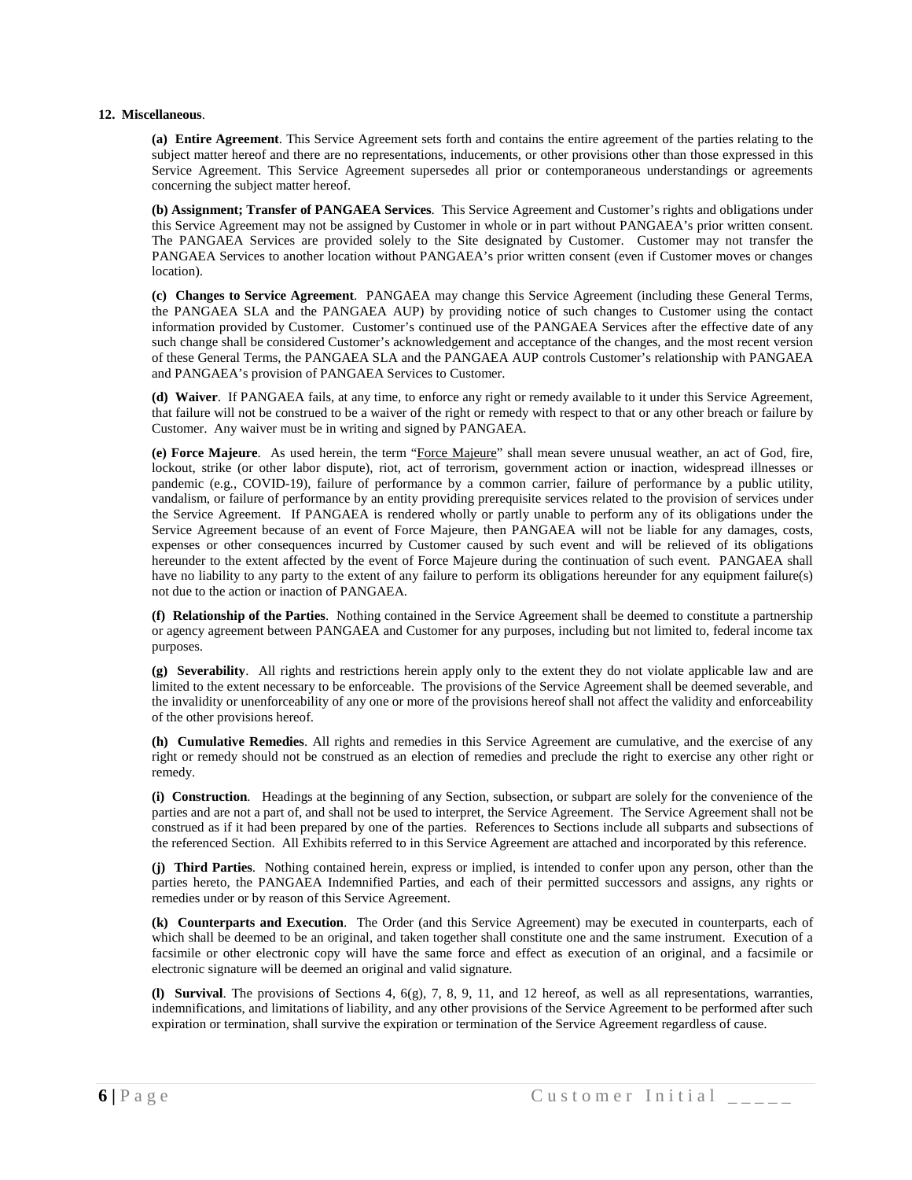**12. Miscellaneous**.

**(a) Entire Agreement**. This Service Agreement sets forth and contains the entire agreement of the parties relating to the subject matter hereof and there are no representations, inducements, or other provisions other than those expressed in this Service Agreement. This Service Agreement supersedes all prior or contemporaneous understandings or agreements concerning the subject matter hereof.

**(b) Assignment; Transfer of PANGAEA Services**. This Service Agreement and Customer's rights and obligations under this Service Agreement may not be assigned by Customer in whole or in part without PANGAEA's prior written consent. The PANGAEA Services are provided solely to the Site designated by Customer. Customer may not transfer the PANGAEA Services to another location without PANGAEA's prior written consent (even if Customer moves or changes location).

**(c) Changes to Service Agreement**. PANGAEA may change this Service Agreement (including these General Terms, the PANGAEA SLA and the PANGAEA AUP) by providing notice of such changes to Customer using the contact information provided by Customer. Customer's continued use of the PANGAEA Services after the effective date of any such change shall be considered Customer's acknowledgement and acceptance of the changes, and the most recent version of these General Terms, the PANGAEA SLA and the PANGAEA AUP controls Customer's relationship with PANGAEA and PANGAEA's provision of PANGAEA Services to Customer.

**(d) Waiver**. If PANGAEA fails, at any time, to enforce any right or remedy available to it under this Service Agreement, that failure will not be construed to be a waiver of the right or remedy with respect to that or any other breach or failure by Customer. Any waiver must be in writing and signed by PANGAEA.

**(e) Force Majeure**. As used herein, the term "Force Majeure" shall mean severe unusual weather, an act of God, fire, lockout, strike (or other labor dispute), riot, act of terrorism, government action or inaction, widespread illnesses or pandemic (e.g., COVID-19), failure of performance by a common carrier, failure of performance by a public utility, vandalism, or failure of performance by an entity providing prerequisite services related to the provision of services under the Service Agreement. If PANGAEA is rendered wholly or partly unable to perform any of its obligations under the Service Agreement because of an event of Force Majeure, then PANGAEA will not be liable for any damages, costs, expenses or other consequences incurred by Customer caused by such event and will be relieved of its obligations hereunder to the extent affected by the event of Force Majeure during the continuation of such event. PANGAEA shall have no liability to any party to the extent of any failure to perform its obligations hereunder for any equipment failure(s) not due to the action or inaction of PANGAEA.

**(f) Relationship of the Parties**. Nothing contained in the Service Agreement shall be deemed to constitute a partnership or agency agreement between PANGAEA and Customer for any purposes, including but not limited to, federal income tax purposes.

**(g) Severability**. All rights and restrictions herein apply only to the extent they do not violate applicable law and are limited to the extent necessary to be enforceable. The provisions of the Service Agreement shall be deemed severable, and the invalidity or unenforceability of any one or more of the provisions hereof shall not affect the validity and enforceability of the other provisions hereof.

**(h) Cumulative Remedies**. All rights and remedies in this Service Agreement are cumulative, and the exercise of any right or remedy should not be construed as an election of remedies and preclude the right to exercise any other right or remedy.

**(i) Construction**. Headings at the beginning of any Section, subsection, or subpart are solely for the convenience of the parties and are not a part of, and shall not be used to interpret, the Service Agreement. The Service Agreement shall not be construed as if it had been prepared by one of the parties. References to Sections include all subparts and subsections of the referenced Section. All Exhibits referred to in this Service Agreement are attached and incorporated by this reference.

**(j) Third Parties**. Nothing contained herein, express or implied, is intended to confer upon any person, other than the parties hereto, the PANGAEA Indemnified Parties, and each of their permitted successors and assigns, any rights or remedies under or by reason of this Service Agreement.

**(k) Counterparts and Execution**. The Order (and this Service Agreement) may be executed in counterparts, each of which shall be deemed to be an original, and taken together shall constitute one and the same instrument. Execution of a facsimile or other electronic copy will have the same force and effect as execution of an original, and a facsimile or electronic signature will be deemed an original and valid signature.

**(l) Survival**. The provisions of Sections 4, 6(g), 7, 8, 9, 11, and 12 hereof, as well as all representations, warranties, indemnifications, and limitations of liability, and any other provisions of the Service Agreement to be performed after such expiration or termination, shall survive the expiration or termination of the Service Agreement regardless of cause.

Customer Initial _____